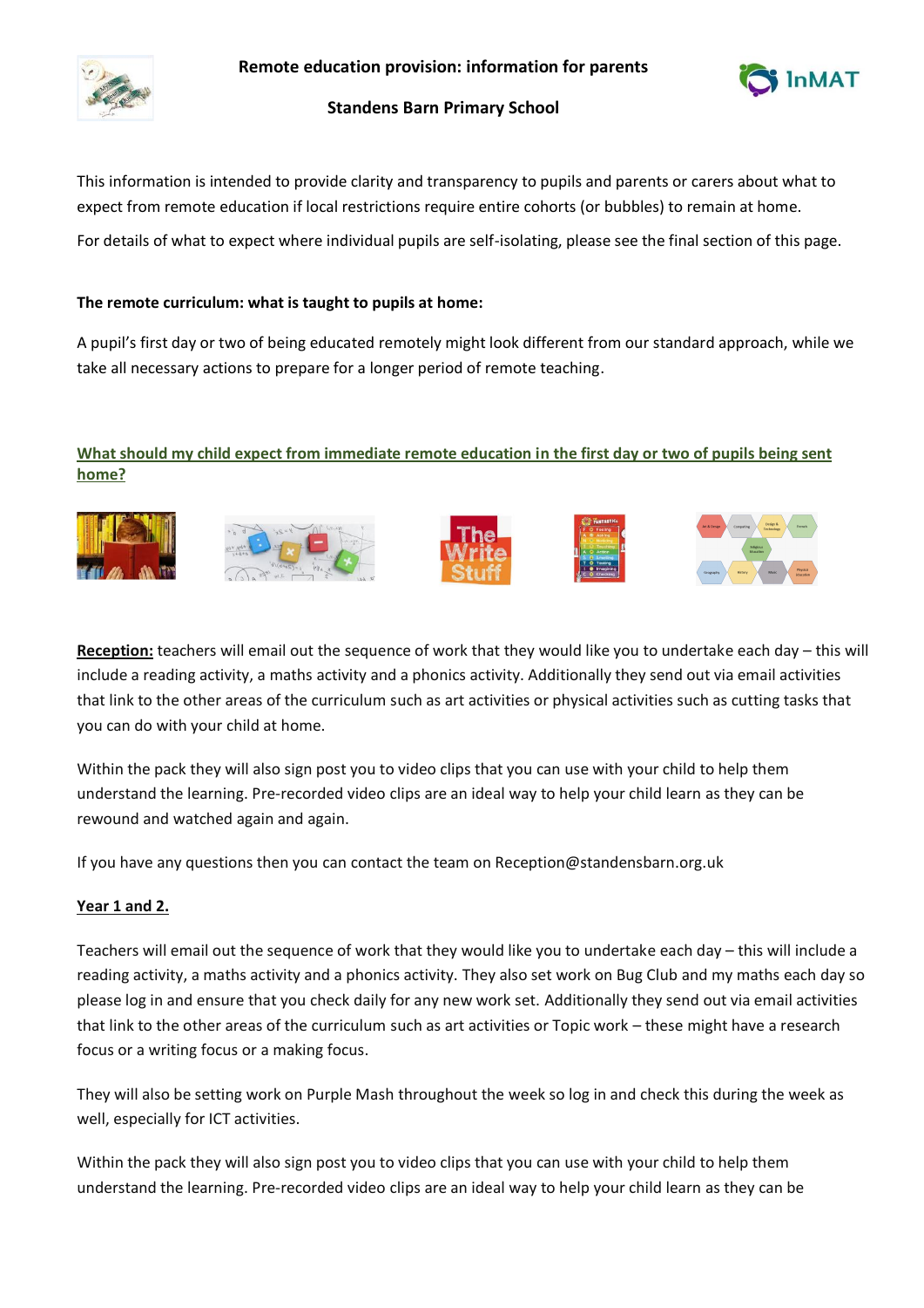**Remote education provision: information for parents**

**Standens Barn Primary School**

This information is intended to provide clarity and transparency to pupils and parents or carers about what to expect from remote education if local restrictions require entire cohorts (or bubbles) to remain at home.

For details of what to expect where individual pupils are self-isolating, please see the final section of this page.

**The remote curriculum: what is taught to pupils at home:**

A pupil's first day or two of being educated remotely might look different from our standard approach, while we take all necessary actions to prepare for a longer period of remote teaching.

## What should my child expect from immediate remote education in the first day or two of pupils being sent home?

**Reception:** teachers will email out the sequence of work that they would like you to undertake each day – this will include a reading activity, a maths activity and a phonics activity. Additionally they send out via email activities that link to the other areas of the curriculum such as art activities or physical activities such as cutting tasks that you can do with your child at home.

Within the pack they will also sign post you to video clips that you can use with your child to help them understand the learning. Pre-recorded video clips are an ideal way to help your child learn as they can be rewound and watched again and again.

If you have any questions then you can contact the team on Reception@standensbarn.org.uk

**Year 1 and 2.**

Teachers will email out the sequence of work that they would like you to undertake each day – this will include a reading activity, a maths activity and a phonics activity. They also set work on Bug Club and my maths each day so please log in and ensure that you check daily for any new work set. Additionally they send out via email activities that link to the other areas of the curriculum such as art activities or Topic work – these might have a research focus or a writing focus or a making focus.

They will also be setting work on Purple Mash throughout the week so log in and check this during the week as well, especially for ICT activities.

Within the pack they will also sign post you to video clips that you can use with your child to help them understand the learning. Pre-recorded video clips are an ideal way to help your child learn as they can be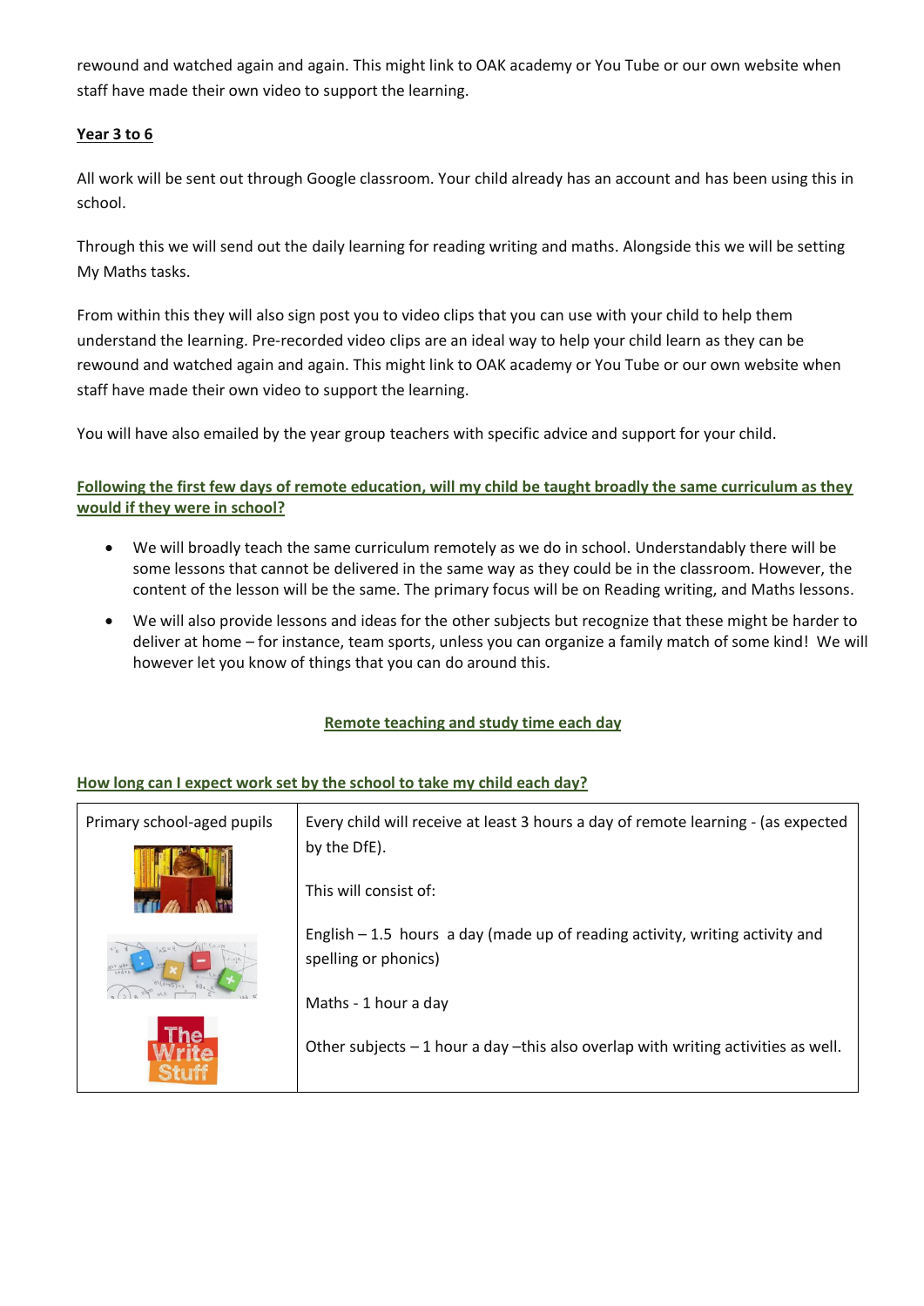rewound and watched again and again. This might link to OAK academy or You Tube or our own website when staff have made their own video to support the learning.

**Year 3 to 6**

All work will be sent out through Google classroom. Your child already has an account and has been using this in school.

Through this we will send out the daily learning for reading writing and maths. Alongside this we will be setting My Maths tasks.

From within this they will also sign post you to video clips that you can use with your child to help them understand the learning. Pre-recorded video clips are an ideal way to help your child learn as they can be rewound and watched again and again. This might link to OAK academy or You Tube or our own website when staff have made their own video to support the learning.

You will have also emailed by the year group teachers with specific advice and support for your child.

## Following the first few days of remote education, will my child be taught broadly the same curriculum as they would if they were in school?

- We will broadly teach the same curriculum remotely as we do in school. Understandably there will be some lessons that cannot be delivered in the same way as they could be in the classroom. However, the content of the lesson will be the same. The primary focus will be on Reading writing, and Maths lessons.
- We will also provide lessons and ideas for the other subjects but recognize that these might be harder to deliver at home – for instance, team sports, unless you can organize a family match of some kind! We will however let you know of things that you can do around this.

## Remote teaching and study time each day

### How long can I expect work set by the school to take my child each day?

| Primary school-aged pupils | Every child will receive at least 3 hours a day of remote learning - (as expected by the DfE).<br><br>This will consist of:<br><br>English – 1.5 hours a day (made up of reading activity, writing activity and spelling or phonics)<br><br>Maths - 1 hour a day<br><br>Other subjects – 1 hour a day –this also overlap with writing activities as well. |
|---|---|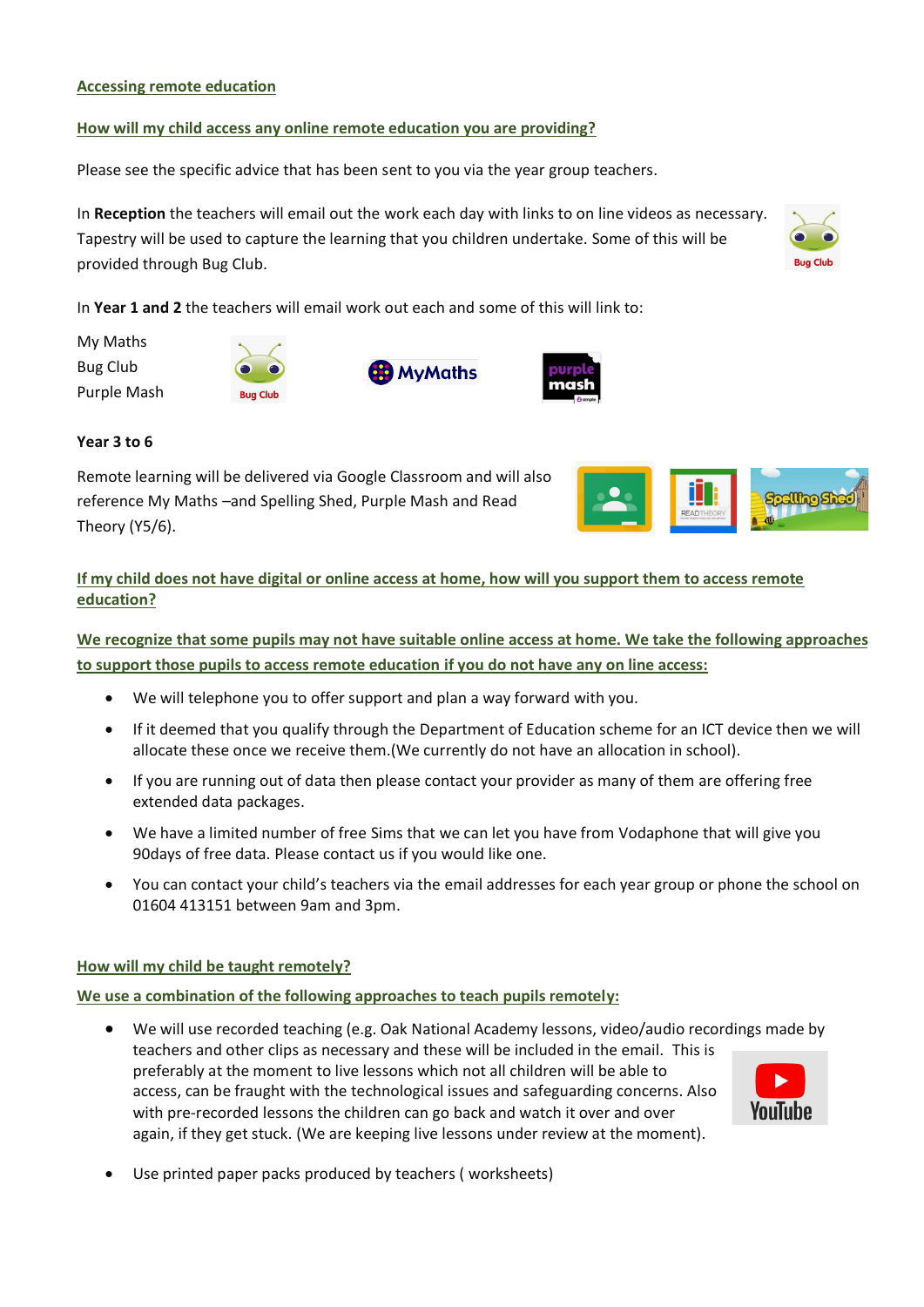**Accessing remote education**

**How will my child access any online remote education you are providing?**

Please see the specific advice that has been sent to you via the year group teachers.

In **Reception** the teachers will email out the work each day with links to on line videos as necessary. Tapestry will be used to capture the learning that you children undertake. Some of this will be provided through Bug Club.

In **Year 1 and 2** the teachers will email work out each and some of this will link to:

My Maths
Bug Club
Purple Mash

**Year 3 to 6**

Remote learning will be delivered via Google Classroom and will also reference My Maths –and Spelling Shed, Purple Mash and Read Theory (Y5/6).

**If my child does not have digital or online access at home, how will you support them to access remote education?**

**We recognize that some pupils may not have suitable online access at home. We take the following approaches to support those pupils to access remote education if you do not have any on line access:**

- We will telephone you to offer support and plan a way forward with you.
- If it deemed that you qualify through the Department of Education scheme for an ICT device then we will allocate these once we receive them.(We currently do not have an allocation in school).
- If you are running out of data then please contact your provider as many of them are offering free extended data packages.
- We have a limited number of free Sims that we can let you have from Vodaphone that will give you 90days of free data. Please contact us if you would like one.
- You can contact your child's teachers via the email addresses for each year group or phone the school on 01604 413151 between 9am and 3pm.

**How will my child be taught remotely?**

**We use a combination of the following approaches to teach pupils remotely:**

- We will use recorded teaching (e.g. Oak National Academy lessons, video/audio recordings made by teachers and other clips as necessary and these will be included in the email. This is preferably at the moment to live lessons which not all children will be able to access, can be fraught with the technological issues and safeguarding concerns. Also with pre-recorded lessons the children can go back and watch it over and over again, if they get stuck. (We are keeping live lessons under review at the moment).
- Use printed paper packs produced by teachers ( worksheets)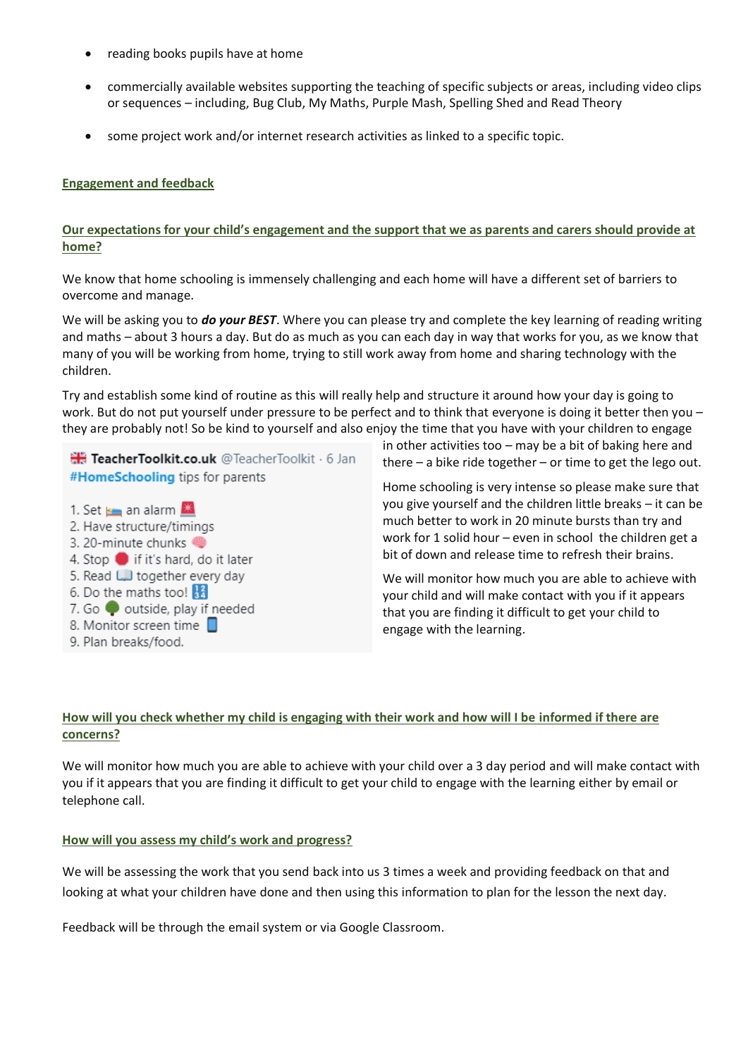- reading books pupils have at home
- commercially available websites supporting the teaching of specific subjects or areas, including video clips or sequences – including, Bug Club, My Maths, Purple Mash, Spelling Shed and Read Theory
- some project work and/or internet research activities as linked to a specific topic.

## Engagement and feedback

### Our expectations for your child's engagement and the support that we as parents and carers should provide at home?

We know that home schooling is immensely challenging and each home will have a different set of barriers to overcome and manage.

We will be asking you to ***do your BEST***. Where you can please try and complete the key learning of reading writing and maths – about 3 hours a day. But do as much as you can each day in way that works for you, as we know that many of you will be working from home, trying to still work away from home and sharing technology with the children.

Try and establish some kind of routine as this will really help and structure it around how your day is going to work. But do not put yourself under pressure to be perfect and to think that everyone is doing it better then you – they are probably not! So be kind to yourself and also enjoy the time that you have with your children to engage in other activities too – may be a bit of baking here and there – a bike ride together – or time to get the lego out.

🇬🇧 **TeacherToolkit.co.uk** @TeacherToolkit · 6 Jan
#HomeSchooling tips for parents

1. Set 🛌 an alarm 🚨
2. Have structure/timings
3. 20-minute chunks 🧠
4. Stop 🔴 if it's hard, do it later
5. Read 📖 together every day
6. Do the maths too! 🔢
7. Go 🌳 outside, play if needed
8. Monitor screen time 📱
9. Plan breaks/food.

Home schooling is very intense so please make sure that you give yourself and the children little breaks – it can be much better to work in 20 minute bursts than try and work for 1 solid hour – even in school the children get a bit of down and release time to refresh their brains.

We will monitor how much you are able to achieve with your child and will make contact with you if it appears that you are finding it difficult to get your child to engage with the learning.

### How will you check whether my child is engaging with their work and how will I be informed if there are concerns?

We will monitor how much you are able to achieve with your child over a 3 day period and will make contact with you if it appears that you are finding it difficult to get your child to engage with the learning either by email or telephone call.

### How will you assess my child's work and progress?

We will be assessing the work that you send back into us 3 times a week and providing feedback on that and looking at what your children have done and then using this information to plan for the lesson the next day.

Feedback will be through the email system or via Google Classroom.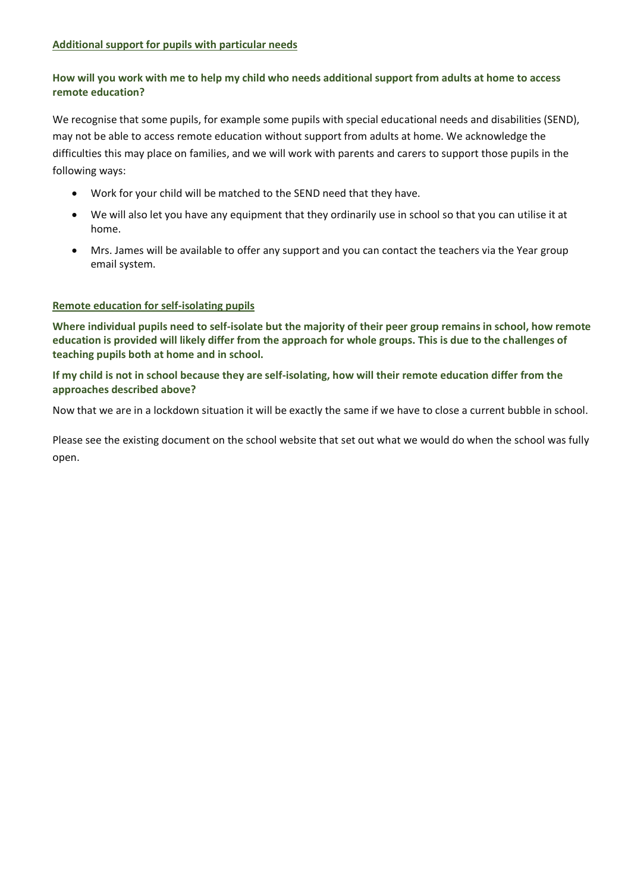## Additional support for pupils with particular needs

### How will you work with me to help my child who needs additional support from adults at home to access remote education?

We recognise that some pupils, for example some pupils with special educational needs and disabilities (SEND), may not be able to access remote education without support from adults at home. We acknowledge the difficulties this may place on families, and we will work with parents and carers to support those pupils in the following ways:

- Work for your child will be matched to the SEND need that they have.
- We will also let you have any equipment that they ordinarily use in school so that you can utilise it at home.
- Mrs. James will be available to offer any support and you can contact the teachers via the Year group email system.

## Remote education for self-isolating pupils

**Where individual pupils need to self-isolate but the majority of their peer group remains in school, how remote education is provided will likely differ from the approach for whole groups. This is due to the challenges of teaching pupils both at home and in school.**

### If my child is not in school because they are self-isolating, how will their remote education differ from the approaches described above?

Now that we are in a lockdown situation it will be exactly the same if we have to close a current bubble in school.

Please see the existing document on the school website that set out what we would do when the school was fully open.